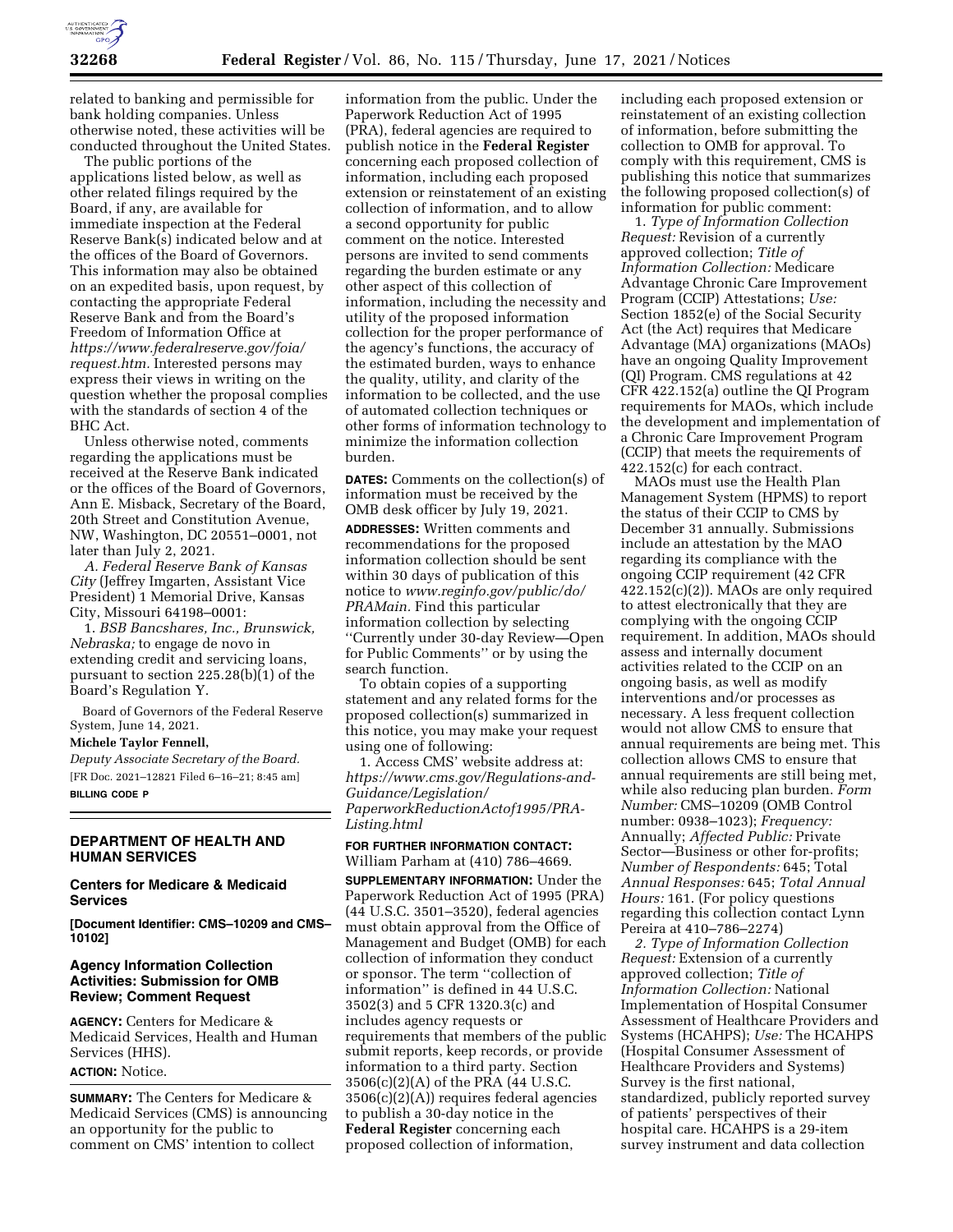related to banking and permissible for bank holding companies. Unless otherwise noted, these activities will be conducted throughout the United States.

The public portions of the applications listed below, as well as other related filings required by the Board, if any, are available for immediate inspection at the Federal Reserve Bank(s) indicated below and at the offices of the Board of Governors. This information may also be obtained on an expedited basis, upon request, by contacting the appropriate Federal Reserve Bank and from the Board's Freedom of Information Office at *https://www.federalreserve.gov/foia/request.htm.* Interested persons may express their views in writing on the question whether the proposal complies with the standards of section 4 of the BHC Act.

Unless otherwise noted, comments regarding the applications must be received at the Reserve Bank indicated or the offices of the Board of Governors, Ann E. Misback, Secretary of the Board, 20th Street and Constitution Avenue, NW, Washington, DC 20551–0001, not later than July 2, 2021.

*A. Federal Reserve Bank of Kansas City* (Jeffrey Imgarten, Assistant Vice President) 1 Memorial Drive, Kansas City, Missouri 64198–0001:

1. *BSB Bancshares, Inc., Brunswick, Nebraska;* to engage de novo in extending credit and servicing loans, pursuant to section 225.28(b)(1) of the Board's Regulation Y.

Board of Governors of the Federal Reserve System, June 14, 2021.

**Michele Taylor Fennell,**

*Deputy Associate Secretary of the Board.*

[FR Doc. 2021–12821 Filed 6–16–21; 8:45 am]

**BILLING CODE P**

## DEPARTMENT OF HEALTH AND HUMAN SERVICES

### Centers for Medicare & Medicaid Services

**[Document Identifier: CMS–10209 and CMS–10102]**

### Agency Information Collection Activities: Submission for OMB Review; Comment Request

**AGENCY:** Centers for Medicare & Medicaid Services, Health and Human Services (HHS).

**ACTION:** Notice.

**SUMMARY:** The Centers for Medicare & Medicaid Services (CMS) is announcing an opportunity for the public to comment on CMS' intention to collect information from the public. Under the Paperwork Reduction Act of 1995 (PRA), federal agencies are required to publish notice in the **Federal Register** concerning each proposed collection of information, including each proposed extension or reinstatement of an existing collection of information, and to allow a second opportunity for public comment on the notice. Interested persons are invited to send comments regarding the burden estimate or any other aspect of this collection of information, including the necessity and utility of the proposed information collection for the proper performance of the agency's functions, the accuracy of the estimated burden, ways to enhance the quality, utility, and clarity of the information to be collected, and the use of automated collection techniques or other forms of information technology to minimize the information collection burden.

**DATES:** Comments on the collection(s) of information must be received by the OMB desk officer by July 19, 2021.

**ADDRESSES:** Written comments and recommendations for the proposed information collection should be sent within 30 days of publication of this notice to *www.reginfo.gov/public/do/PRAMain.* Find this particular information collection by selecting ''Currently under 30-day Review—Open for Public Comments'' or by using the search function.

To obtain copies of a supporting statement and any related forms for the proposed collection(s) summarized in this notice, you may make your request using one of following:

1. Access CMS' website address at: *https://www.cms.gov/Regulations-and-Guidance/Legislation/PaperworkReductionActof1995/PRA-Listing.html*

**FOR FURTHER INFORMATION CONTACT:** William Parham at (410) 786–4669.

**SUPPLEMENTARY INFORMATION:** Under the Paperwork Reduction Act of 1995 (PRA) (44 U.S.C. 3501–3520), federal agencies must obtain approval from the Office of Management and Budget (OMB) for each collection of information they conduct or sponsor. The term ''collection of information'' is defined in 44 U.S.C. 3502(3) and 5 CFR 1320.3(c) and includes agency requests or requirements that members of the public submit reports, keep records, or provide information to a third party. Section 3506(c)(2)(A) of the PRA (44 U.S.C. 3506(c)(2)(A)) requires federal agencies to publish a 30-day notice in the **Federal Register** concerning each proposed collection of information, including each proposed extension or reinstatement of an existing collection of information, before submitting the collection to OMB for approval. To comply with this requirement, CMS is publishing this notice that summarizes the following proposed collection(s) of information for public comment:

1. *Type of Information Collection Request:* Revision of a currently approved collection; *Title of Information Collection:* Medicare Advantage Chronic Care Improvement Program (CCIP) Attestations; *Use:* Section 1852(e) of the Social Security Act (the Act) requires that Medicare Advantage (MA) organizations (MAOs) have an ongoing Quality Improvement (QI) Program. CMS regulations at 42 CFR 422.152(a) outline the QI Program requirements for MAOs, which include the development and implementation of a Chronic Care Improvement Program (CCIP) that meets the requirements of 422.152(c) for each contract.

MAOs must use the Health Plan Management System (HPMS) to report the status of their CCIP to CMS by December 31 annually. Submissions include an attestation by the MAO regarding its compliance with the ongoing CCIP requirement (42 CFR 422.152(c)(2)). MAOs are only required to attest electronically that they are complying with the ongoing CCIP requirement. In addition, MAOs should assess and internally document activities related to the CCIP on an ongoing basis, as well as modify interventions and/or processes as necessary. A less frequent collection would not allow CMS to ensure that annual requirements are being met. This collection allows CMS to ensure that annual requirements are still being met, while also reducing plan burden. *Form Number:* CMS–10209 (OMB Control number: 0938–1023); *Frequency:* Annually; *Affected Public:* Private Sector—Business or other for-profits; *Number of Respondents:* 645; Total *Annual Responses:* 645; *Total Annual Hours:* 161. (For policy questions regarding this collection contact Lynn Pereira at 410–786–2274)

*2. Type of Information Collection Request:* Extension of a currently approved collection; *Title of Information Collection:* National Implementation of Hospital Consumer Assessment of Healthcare Providers and Systems (HCAHPS); *Use:* The HCAHPS (Hospital Consumer Assessment of Healthcare Providers and Systems) Survey is the first national, standardized, publicly reported survey of patients' perspectives of their hospital care. HCAHPS is a 29-item survey instrument and data collection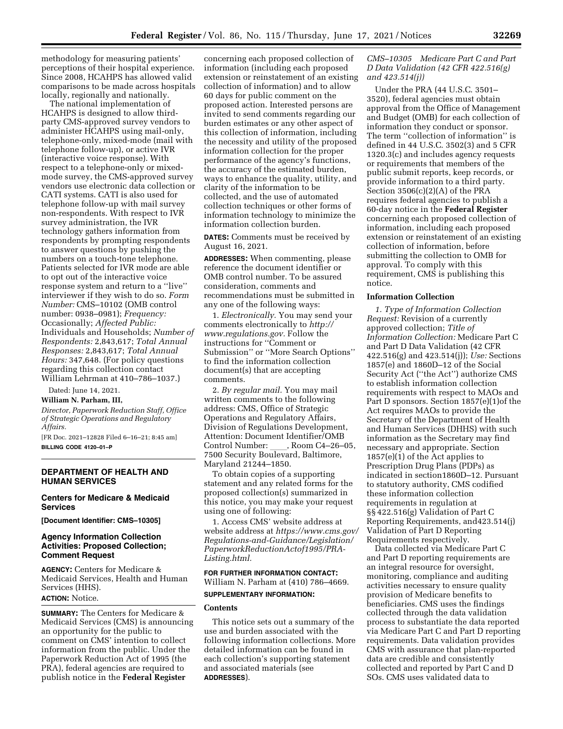methodology for measuring patients' perceptions of their hospital experience. Since 2008, HCAHPS has allowed valid comparisons to be made across hospitals locally, regionally and nationally.

The national implementation of HCAHPS is designed to allow third-party CMS-approved survey vendors to administer HCAHPS using mail-only, telephone-only, mixed-mode (mail with telephone follow-up), or active IVR (interactive voice response). With respect to a telephone-only or mixed-mode survey, the CMS-approved survey vendors use electronic data collection or CATI systems. CATI is also used for telephone follow-up with mail survey non-respondents. With respect to IVR survey administration, the IVR technology gathers information from respondents by prompting respondents to answer questions by pushing the numbers on a touch-tone telephone. Patients selected for IVR mode are able to opt out of the interactive voice response system and return to a ''live'' interviewer if they wish to do so. *Form Number:* CMS–10102 (OMB control number: 0938–0981); *Frequency:* Occasionally; *Affected Public:* Individuals and Households; *Number of Respondents:* 2,843,617; *Total Annual Responses:* 2,843,617; *Total Annual Hours:* 347,648. (For policy questions regarding this collection contact William Lehrman at 410–786–1037.)

Dated: June 14, 2021.

**William N. Parham, III,**

*Director, Paperwork Reduction Staff, Office of Strategic Operations and Regulatory Affairs.*

[FR Doc. 2021–12828 Filed 6–16–21; 8:45 am]

**BILLING CODE 4120–01–P**

## DEPARTMENT OF HEALTH AND HUMAN SERVICES

### Centers for Medicare & Medicaid Services

**[Document Identifier: CMS–10305]**

### Agency Information Collection Activities: Proposed Collection; Comment Request

**AGENCY:** Centers for Medicare & Medicaid Services, Health and Human Services (HHS).

**ACTION:** Notice.

**SUMMARY:** The Centers for Medicare & Medicaid Services (CMS) is announcing an opportunity for the public to comment on CMS' intention to collect information from the public. Under the Paperwork Reduction Act of 1995 (the PRA), federal agencies are required to publish notice in the **Federal Register** concerning each proposed collection of information (including each proposed extension or reinstatement of an existing collection of information) and to allow 60 days for public comment on the proposed action. Interested persons are invited to send comments regarding our burden estimates or any other aspect of this collection of information, including the necessity and utility of the proposed information collection for the proper performance of the agency's functions, the accuracy of the estimated burden, ways to enhance the quality, utility, and clarity of the information to be collected, and the use of automated collection techniques or other forms of information technology to minimize the information collection burden.

**DATES:** Comments must be received by August 16, 2021.

**ADDRESSES:** When commenting, please reference the document identifier or OMB control number. To be assured consideration, comments and recommendations must be submitted in any one of the following ways:

1. *Electronically.* You may send your comments electronically to *http://www.regulations.gov.* Follow the instructions for ''Comment or Submission'' or ''More Search Options'' to find the information collection document(s) that are accepting comments.

2. *By regular mail.* You may mail written comments to the following address: CMS, Office of Strategic Operations and Regulatory Affairs, Division of Regulations Development, Attention: Document Identifier/OMB Control Number: \_\_\_\_, Room C4–26–05, 7500 Security Boulevard, Baltimore, Maryland 21244–1850.

To obtain copies of a supporting statement and any related forms for the proposed collection(s) summarized in this notice, you may make your request using one of following:

1. Access CMS' website address at website address at *https://www.cms.gov/Regulations-and-Guidance/Legislation/PaperworkReductionActof1995/PRA-Listing.html.*

**FOR FURTHER INFORMATION CONTACT:** William N. Parham at (410) 786–4669.

**SUPPLEMENTARY INFORMATION:**

**Contents**

This notice sets out a summary of the use and burden associated with the following information collections. More detailed information can be found in each collection's supporting statement and associated materials (see **ADDRESSES**).

*CMS–10305 Medicare Part C and Part D Data Validation (42 CFR 422.516(g) and 423.514(j))*

Under the PRA (44 U.S.C. 3501–3520), federal agencies must obtain approval from the Office of Management and Budget (OMB) for each collection of information they conduct or sponsor. The term ''collection of information'' is defined in 44 U.S.C. 3502(3) and 5 CFR 1320.3(c) and includes agency requests or requirements that members of the public submit reports, keep records, or provide information to a third party. Section 3506(c)(2)(A) of the PRA requires federal agencies to publish a 60-day notice in the **Federal Register** concerning each proposed collection of information, including each proposed extension or reinstatement of an existing collection of information, before submitting the collection to OMB for approval. To comply with this requirement, CMS is publishing this notice.

**Information Collection**

*1. Type of Information Collection Request:* Revision of a currently approved collection; *Title of Information Collection:* Medicare Part C and Part D Data Validation (42 CFR 422.516(g) and 423.514(j)); *Use:* Sections 1857(e) and 1860D–12 of the Social Security Act (''the Act'') authorize CMS to establish information collection requirements with respect to MAOs and Part D sponsors. Section 1857(e)(1)of the Act requires MAOs to provide the Secretary of the Department of Health and Human Services (DHHS) with such information as the Secretary may find necessary and appropriate. Section 1857(e)(1) of the Act applies to Prescription Drug Plans (PDPs) as indicated in section1860D–12. Pursuant to statutory authority, CMS codified these information collection requirements in regulation at §§ 422.516(g) Validation of Part C Reporting Requirements, and423.514(j) Validation of Part D Reporting Requirements respectively.

Data collected via Medicare Part C and Part D reporting requirements are an integral resource for oversight, monitoring, compliance and auditing activities necessary to ensure quality provision of Medicare benefits to beneficiaries. CMS uses the findings collected through the data validation process to substantiate the data reported via Medicare Part C and Part D reporting requirements. Data validation provides CMS with assurance that plan-reported data are credible and consistently collected and reported by Part C and D SOs. CMS uses validated data to